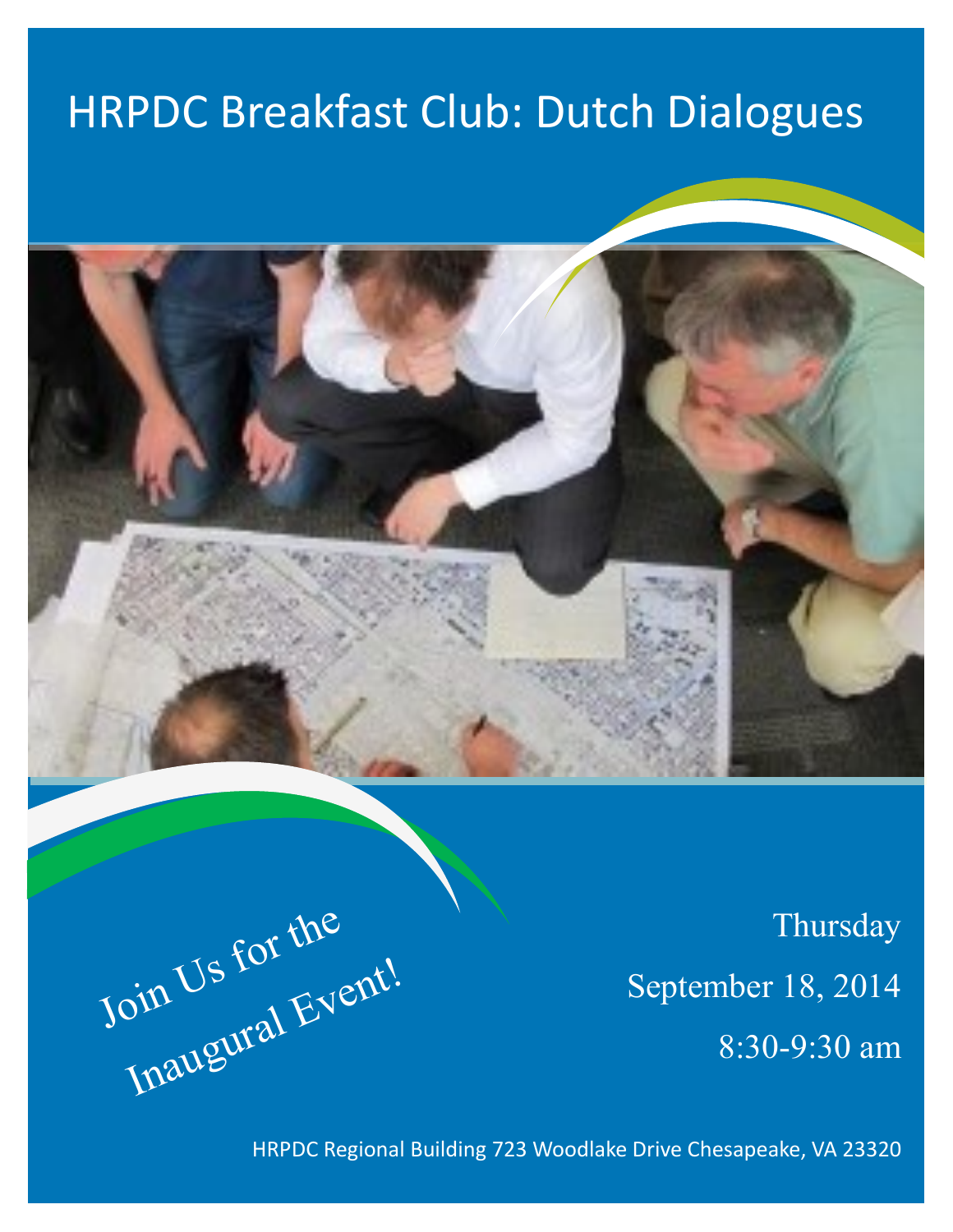# HRPDC Breakfast Club: Dutch Dialogues

Join Us for the Inaugural Event!

Thursday

September 18, 2014

8:30-9:30 am

HRPDC Regional Building 723 Woodlake Drive Chesapeake, VA 23320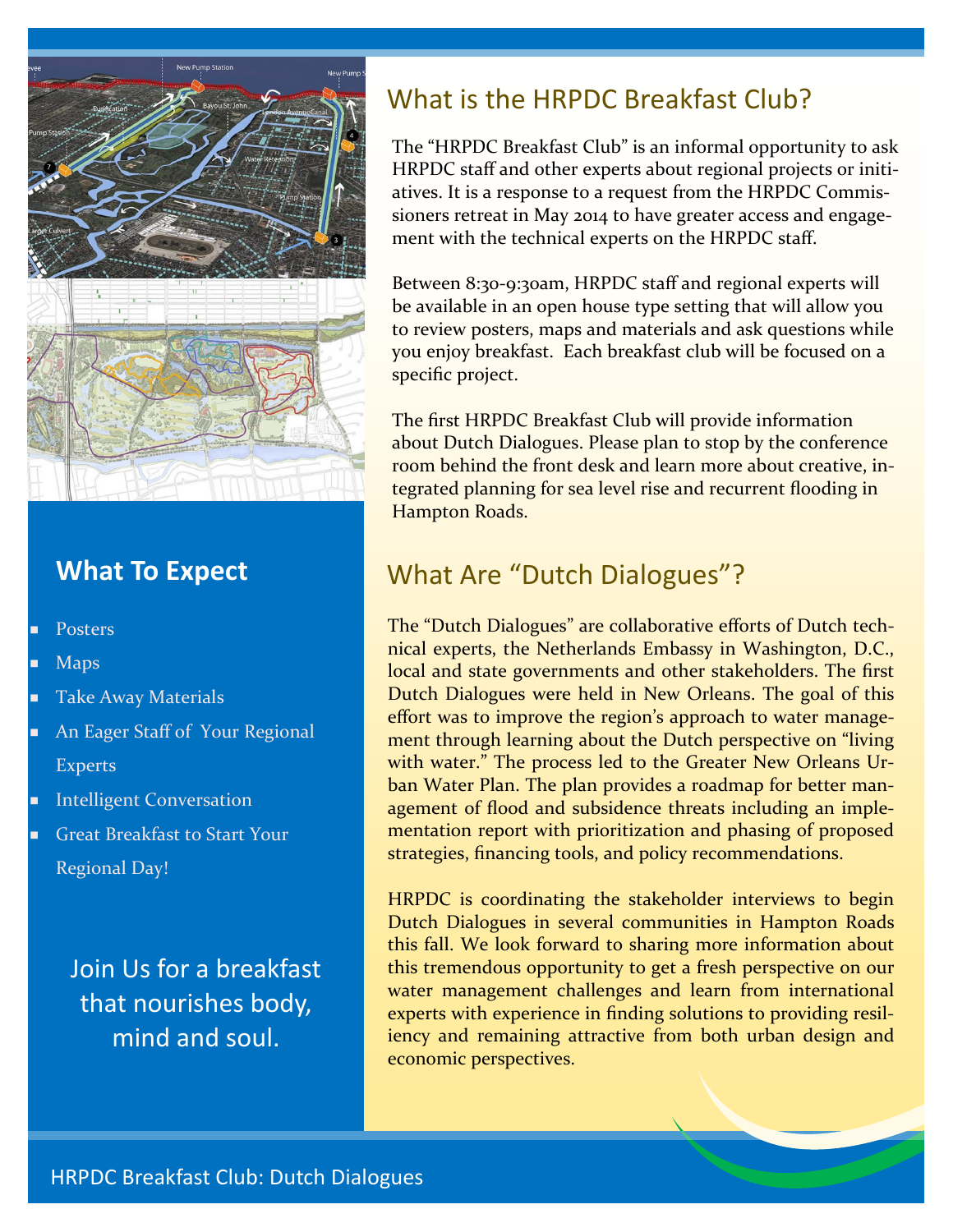## What To Expect

- Posters
- Maps
- Take Away Materials
- An Eager Staff of Your Regional Experts
- Intelligent Conversation
- Great Breakfast to Start Your Regional Day!

Join Us for a breakfast that nourishes body, mind and soul.

## What is the HRPDC Breakfast Club?

The "HRPDC Breakfast Club" is an informal opportunity to ask HRPDC staff and other experts about regional projects or initiatives. It is a response to a request from the HRPDC Commissioners retreat in May 2014 to have greater access and engagement with the technical experts on the HRPDC staff.

Between 8:30-9:30am, HRPDC staff and regional experts will be available in an open house type setting that will allow you to review posters, maps and materials and ask questions while you enjoy breakfast. Each breakfast club will be focused on a specific project.

The first HRPDC Breakfast Club will provide information about Dutch Dialogues. Please plan to stop by the conference room behind the front desk and learn more about creative, integrated planning for sea level rise and recurrent flooding in Hampton Roads.

## What Are "Dutch Dialogues"?

The "Dutch Dialogues" are collaborative efforts of Dutch technical experts, the Netherlands Embassy in Washington, D.C., local and state governments and other stakeholders. The first Dutch Dialogues were held in New Orleans. The goal of this effort was to improve the region's approach to water management through learning about the Dutch perspective on "living with water." The process led to the Greater New Orleans Urban Water Plan. The plan provides a roadmap for better management of flood and subsidence threats including an implementation report with prioritization and phasing of proposed strategies, financing tools, and policy recommendations.

HRPDC is coordinating the stakeholder interviews to begin Dutch Dialogues in several communities in Hampton Roads this fall. We look forward to sharing more information about this tremendous opportunity to get a fresh perspective on our water management challenges and learn from international experts with experience in finding solutions to providing resiliency and remaining attractive from both urban design and economic perspectives.